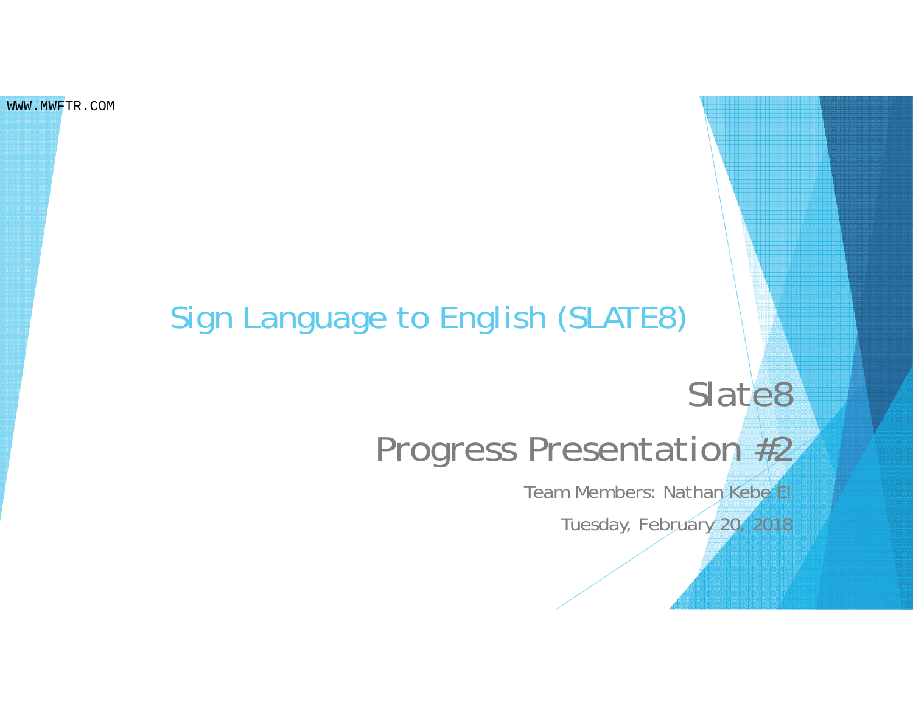# Sign Language to English (SLATE8)

## Slate8

## Progress Presentation #2

Team Members: Nathan Kebe El

Tuesday, February 20, 2018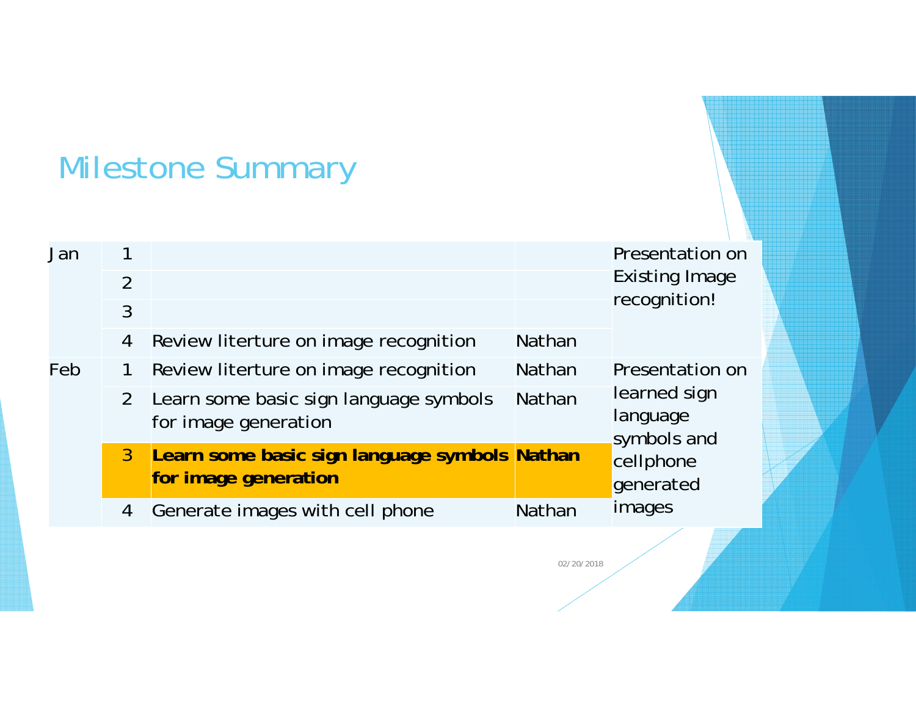# Milestone Summary

| Month | Week | Task | Owner | Milestone |
|---|---|---|---|---|
| Jan | 1 | | | Presentation on Existing Image recognition! |
| | 2 | | | |
| | 3 | | | |
| | 4 | Review literture on image recognition | Nathan | |
| Feb | 1 | Review literture on image recognition | Nathan | Presentation on learned sign language symbols and cellphone generated images |
| | 2 | Learn some basic sign language symbols for image generation | Nathan | |
| | **3** | **Learn some basic sign language symbols for image generation** | **Nathan** | |
| | 4 | Generate images with cell phone | Nathan | |

02/20/2018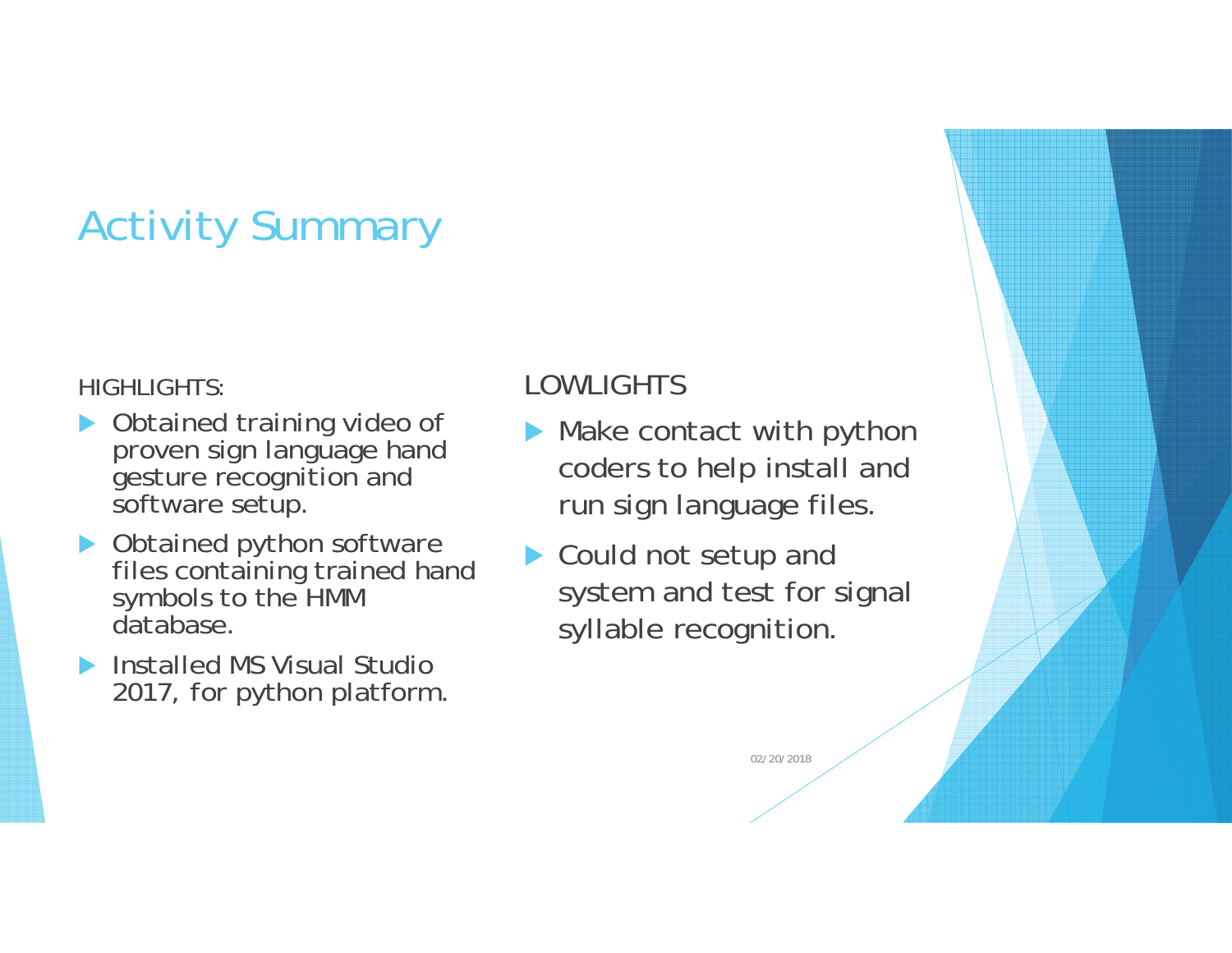# Activity Summary

HIGHLIGHTS:

- Obtained training video of proven sign language hand gesture recognition and software setup.
- Obtained python software files containing trained hand symbols to the HMM database.
- Installed MS Visual Studio 2017, for python platform.

LOWLIGHTS

- Make contact with python coders to help install and run sign language files.
- Could not setup and system and test for signal syllable recognition.

02/20/2018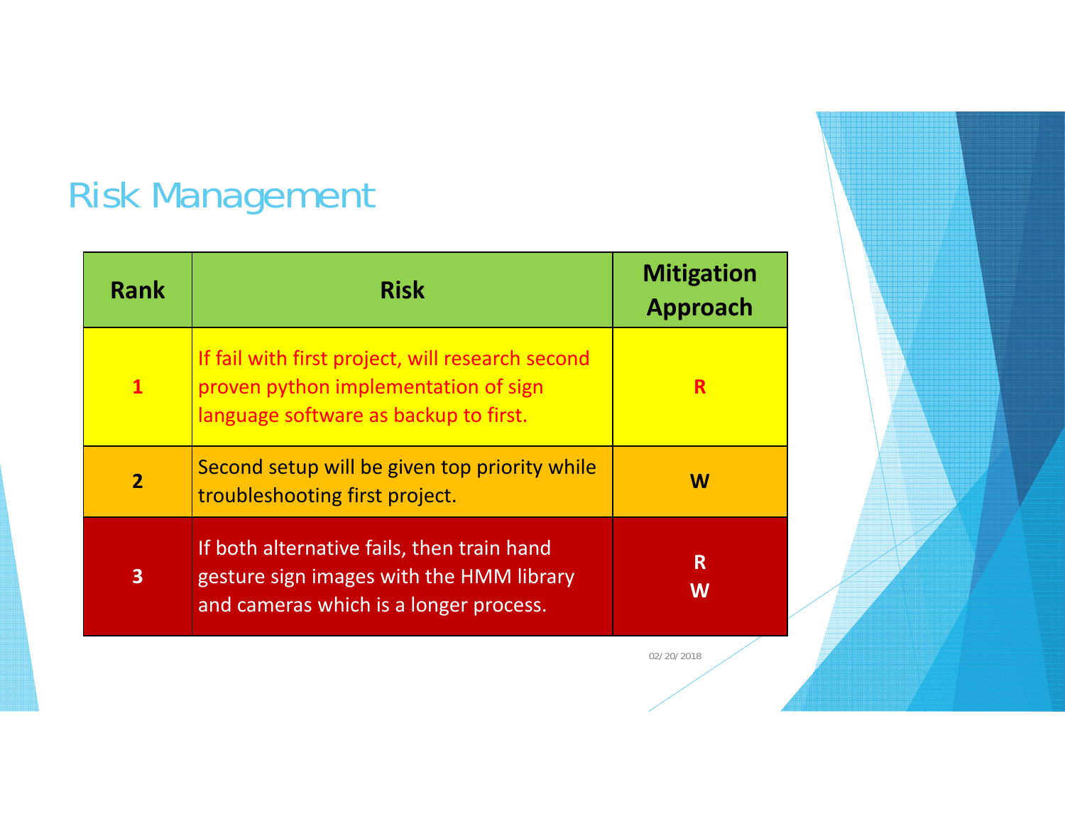# Risk Management

| Rank | Risk | Mitigation Approach |
| --- | --- | --- |
| 1 | If fail with first project, will research second proven python implementation of sign language software as backup to first. | R |
| 2 | Second setup will be given top priority while troubleshooting first project. | W |
| 3 | If both alternative fails, then train hand gesture sign images with the HMM library and cameras which is a longer process. | R<br>W |

02/20/2018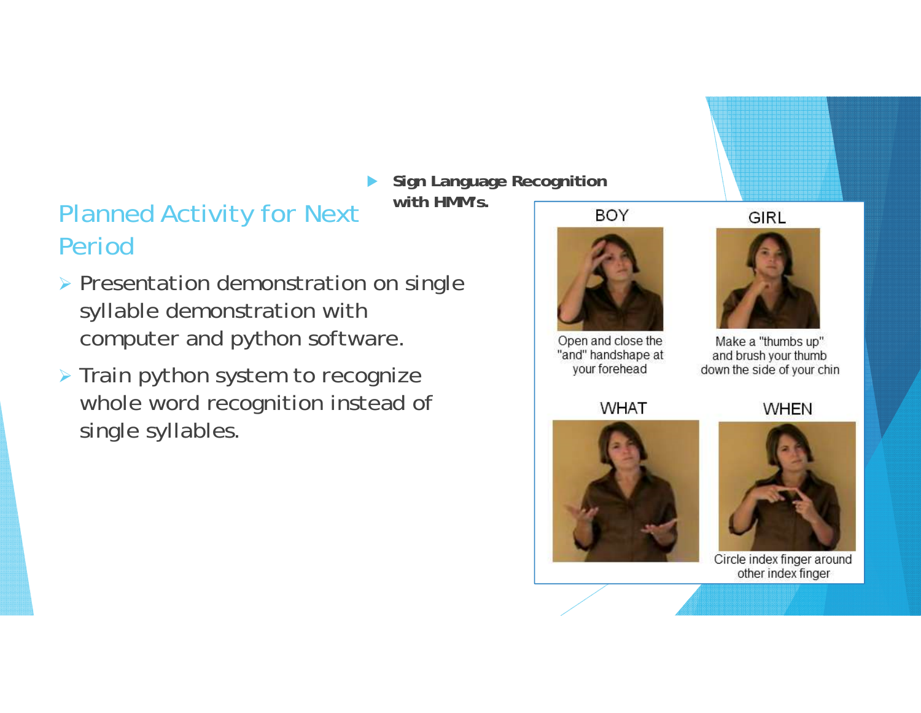## Planned Activity for Next Period

- Presentation demonstration on single syllable demonstration with computer and python software.
- Train python system to recognize whole word recognition instead of single syllables.

- **Sign Language Recognition with HMM's.**

BOY

Open and close the "and" handshape at your forehead

GIRL

Make a "thumbs up" and brush your thumb down the side of your chin

WHAT

WHEN

Circle index finger around other index finger